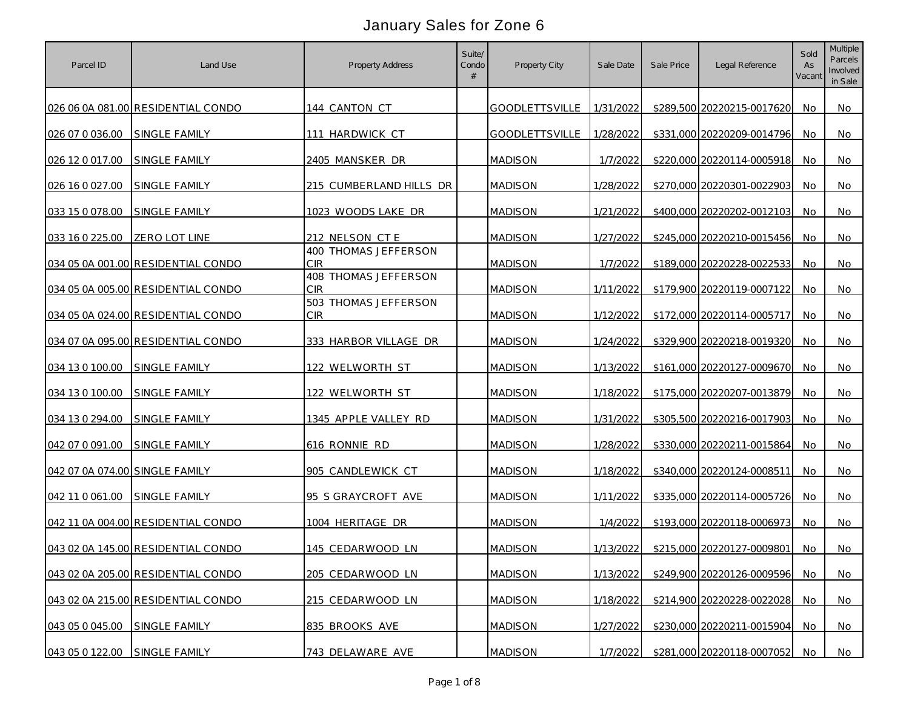# January Sales for Zone 6

| Parcel ID | Land Use | Property Address | Suite/ Condo # | Property City | Sale Date | Sale Price | Legal Reference | Sold As Vacant | Multiple Parcels Involved in Sale |
|---|---|---|---|---|---|---|---|---|---|
| 026 06 0A 081.00 | RESIDENTIAL CONDO | 144 CANTON CT | | GOODLETTSVILLE | 1/31/2022 | $289,500 | 20220215-0017620 | No | No |
| 026 07 0 036.00 | SINGLE FAMILY | 111 HARDWICK CT | | GOODLETTSVILLE | 1/28/2022 | $331,000 | 20220209-0014796 | No | No |
| 026 12 0 017.00 | SINGLE FAMILY | 2405 MANSKER DR | | MADISON | 1/7/2022 | $220,000 | 20220114-0005918 | No | No |
| 026 16 0 027.00 | SINGLE FAMILY | 215 CUMBERLAND HILLS DR | | MADISON | 1/28/2022 | $270,000 | 20220301-0022903 | No | No |
| 033 15 0 078.00 | SINGLE FAMILY | 1023 WOODS LAKE DR | | MADISON | 1/21/2022 | $400,000 | 20220202-0012103 | No | No |
| 033 16 0 225.00 | ZERO LOT LINE | 212 NELSON CT E | | MADISON | 1/27/2022 | $245,000 | 20220210-0015456 | No | No |
| 034 05 0A 001.00 | RESIDENTIAL CONDO | 400 THOMAS JEFFERSON CIR | | MADISON | 1/7/2022 | $189,000 | 20220228-0022533 | No | No |
| 034 05 0A 005.00 | RESIDENTIAL CONDO | 408 THOMAS JEFFERSON CIR | | MADISON | 1/11/2022 | $179,900 | 20220119-0007122 | No | No |
| 034 05 0A 024.00 | RESIDENTIAL CONDO | 503 THOMAS JEFFERSON CIR | | MADISON | 1/12/2022 | $172,000 | 20220114-0005717 | No | No |
| 034 07 0A 095.00 | RESIDENTIAL CONDO | 333 HARBOR VILLAGE DR | | MADISON | 1/24/2022 | $329,900 | 20220218-0019320 | No | No |
| 034 13 0 100.00 | SINGLE FAMILY | 122 WELWORTH ST | | MADISON | 1/13/2022 | $161,000 | 20220127-0009670 | No | No |
| 034 13 0 100.00 | SINGLE FAMILY | 122 WELWORTH ST | | MADISON | 1/18/2022 | $175,000 | 20220207-0013879 | No | No |
| 034 13 0 294.00 | SINGLE FAMILY | 1345 APPLE VALLEY RD | | MADISON | 1/31/2022 | $305,500 | 20220216-0017903 | No | No |
| 042 07 0 091.00 | SINGLE FAMILY | 616 RONNIE RD | | MADISON | 1/28/2022 | $330,000 | 20220211-0015864 | No | No |
| 042 07 0A 074.00 | SINGLE FAMILY | 905 CANDLEWICK CT | | MADISON | 1/18/2022 | $340,000 | 20220124-0008511 | No | No |
| 042 11 0 061.00 | SINGLE FAMILY | 95 S GRAYCROFT AVE | | MADISON | 1/11/2022 | $335,000 | 20220114-0005726 | No | No |
| 042 11 0A 004.00 | RESIDENTIAL CONDO | 1004 HERITAGE DR | | MADISON | 1/4/2022 | $193,000 | 20220118-0006973 | No | No |
| 043 02 0A 145.00 | RESIDENTIAL CONDO | 145 CEDARWOOD LN | | MADISON | 1/13/2022 | $215,000 | 20220127-0009801 | No | No |
| 043 02 0A 205.00 | RESIDENTIAL CONDO | 205 CEDARWOOD LN | | MADISON | 1/13/2022 | $249,900 | 20220126-0009596 | No | No |
| 043 02 0A 215.00 | RESIDENTIAL CONDO | 215 CEDARWOOD LN | | MADISON | 1/18/2022 | $214,900 | 20220228-0022028 | No | No |
| 043 05 0 045.00 | SINGLE FAMILY | 835 BROOKS AVE | | MADISON | 1/27/2022 | $230,000 | 20220211-0015904 | No | No |
| 043 05 0 122.00 | SINGLE FAMILY | 743 DELAWARE AVE | | MADISON | 1/7/2022 | $281,000 | 20220118-0007052 | No | No |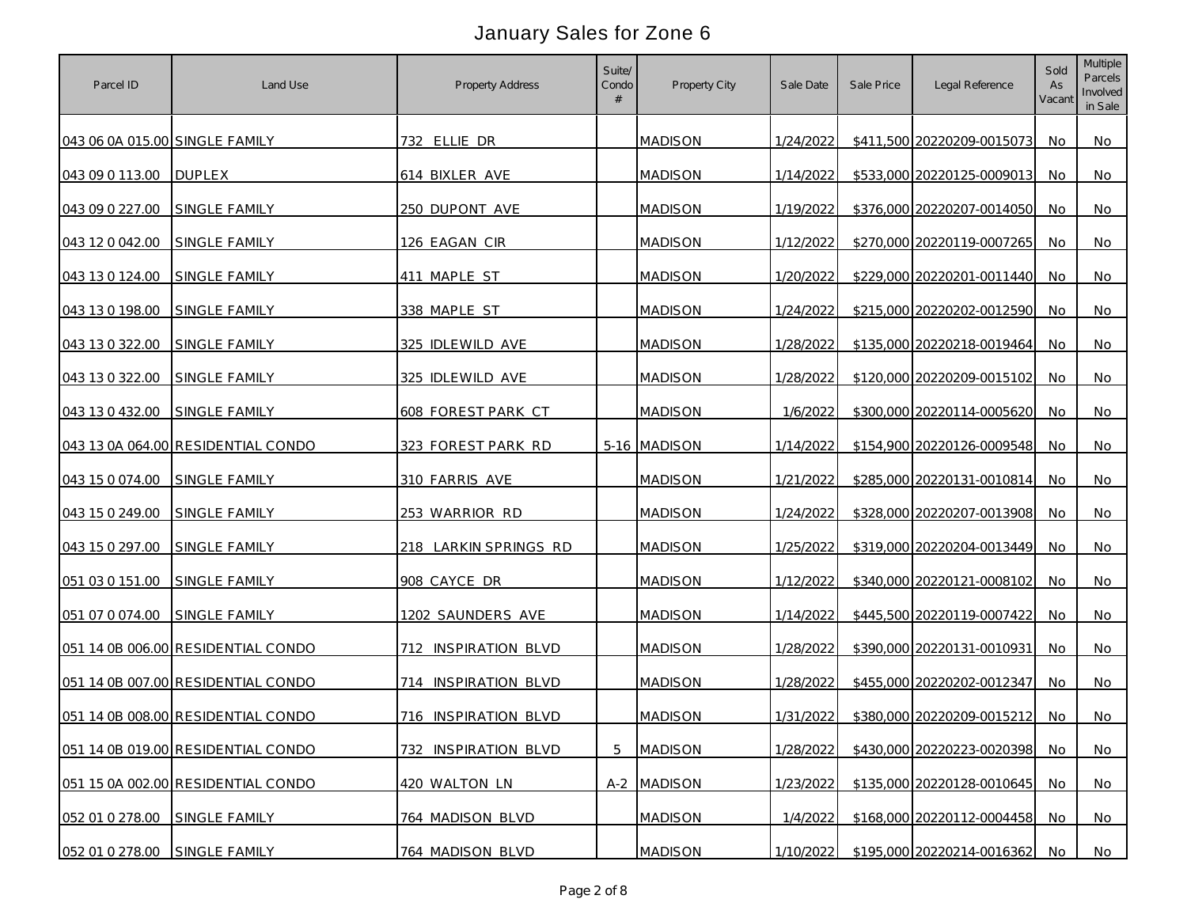# January Sales for Zone 6

| Parcel ID | Land Use | Property Address | Suite/ Condo # | Property City | Sale Date | Sale Price | Legal Reference | Sold As Vacant | Multiple Parcels Involved in Sale |
|---|---|---|---|---|---|---|---|---|---|
| 043 06 0A 015.00 | SINGLE FAMILY | 732 ELLIE DR | | MADISON | 1/24/2022 | $411,500 | 20220209-0015073 | No | No |
| 043 09 0 113.00 | DUPLEX | 614 BIXLER AVE | | MADISON | 1/14/2022 | $533,000 | 20220125-0009013 | No | No |
| 043 09 0 227.00 | SINGLE FAMILY | 250 DUPONT AVE | | MADISON | 1/19/2022 | $376,000 | 20220207-0014050 | No | No |
| 043 12 0 042.00 | SINGLE FAMILY | 126 EAGAN CIR | | MADISON | 1/12/2022 | $270,000 | 20220119-0007265 | No | No |
| 043 13 0 124.00 | SINGLE FAMILY | 411 MAPLE ST | | MADISON | 1/20/2022 | $229,000 | 20220201-0011440 | No | No |
| 043 13 0 198.00 | SINGLE FAMILY | 338 MAPLE ST | | MADISON | 1/24/2022 | $215,000 | 20220202-0012590 | No | No |
| 043 13 0 322.00 | SINGLE FAMILY | 325 IDLEWILD AVE | | MADISON | 1/28/2022 | $135,000 | 20220218-0019464 | No | No |
| 043 13 0 322.00 | SINGLE FAMILY | 325 IDLEWILD AVE | | MADISON | 1/28/2022 | $120,000 | 20220209-0015102 | No | No |
| 043 13 0 432.00 | SINGLE FAMILY | 608 FOREST PARK CT | | MADISON | 1/6/2022 | $300,000 | 20220114-0005620 | No | No |
| 043 13 0A 064.00 | RESIDENTIAL CONDO | 323 FOREST PARK RD | 5-16 | MADISON | 1/14/2022 | $154,900 | 20220126-0009548 | No | No |
| 043 15 0 074.00 | SINGLE FAMILY | 310 FARRIS AVE | | MADISON | 1/21/2022 | $285,000 | 20220131-0010814 | No | No |
| 043 15 0 249.00 | SINGLE FAMILY | 253 WARRIOR RD | | MADISON | 1/24/2022 | $328,000 | 20220207-0013908 | No | No |
| 043 15 0 297.00 | SINGLE FAMILY | 218 LARKIN SPRINGS RD | | MADISON | 1/25/2022 | $319,000 | 20220204-0013449 | No | No |
| 051 03 0 151.00 | SINGLE FAMILY | 908 CAYCE DR | | MADISON | 1/12/2022 | $340,000 | 20220121-0008102 | No | No |
| 051 07 0 074.00 | SINGLE FAMILY | 1202 SAUNDERS AVE | | MADISON | 1/14/2022 | $445,500 | 20220119-0007422 | No | No |
| 051 14 0B 006.00 | RESIDENTIAL CONDO | 712 INSPIRATION BLVD | | MADISON | 1/28/2022 | $390,000 | 20220131-0010931 | No | No |
| 051 14 0B 007.00 | RESIDENTIAL CONDO | 714 INSPIRATION BLVD | | MADISON | 1/28/2022 | $455,000 | 20220202-0012347 | No | No |
| 051 14 0B 008.00 | RESIDENTIAL CONDO | 716 INSPIRATION BLVD | | MADISON | 1/31/2022 | $380,000 | 20220209-0015212 | No | No |
| 051 14 0B 019.00 | RESIDENTIAL CONDO | 732 INSPIRATION BLVD | 5 | MADISON | 1/28/2022 | $430,000 | 20220223-0020398 | No | No |
| 051 15 0A 002.00 | RESIDENTIAL CONDO | 420 WALTON LN | A-2 | MADISON | 1/23/2022 | $135,000 | 20220128-0010645 | No | No |
| 052 01 0 278.00 | SINGLE FAMILY | 764 MADISON BLVD | | MADISON | 1/4/2022 | $168,000 | 20220112-0004458 | No | No |
| 052 01 0 278.00 | SINGLE FAMILY | 764 MADISON BLVD | | MADISON | 1/10/2022 | $195,000 | 20220214-0016362 | No | No |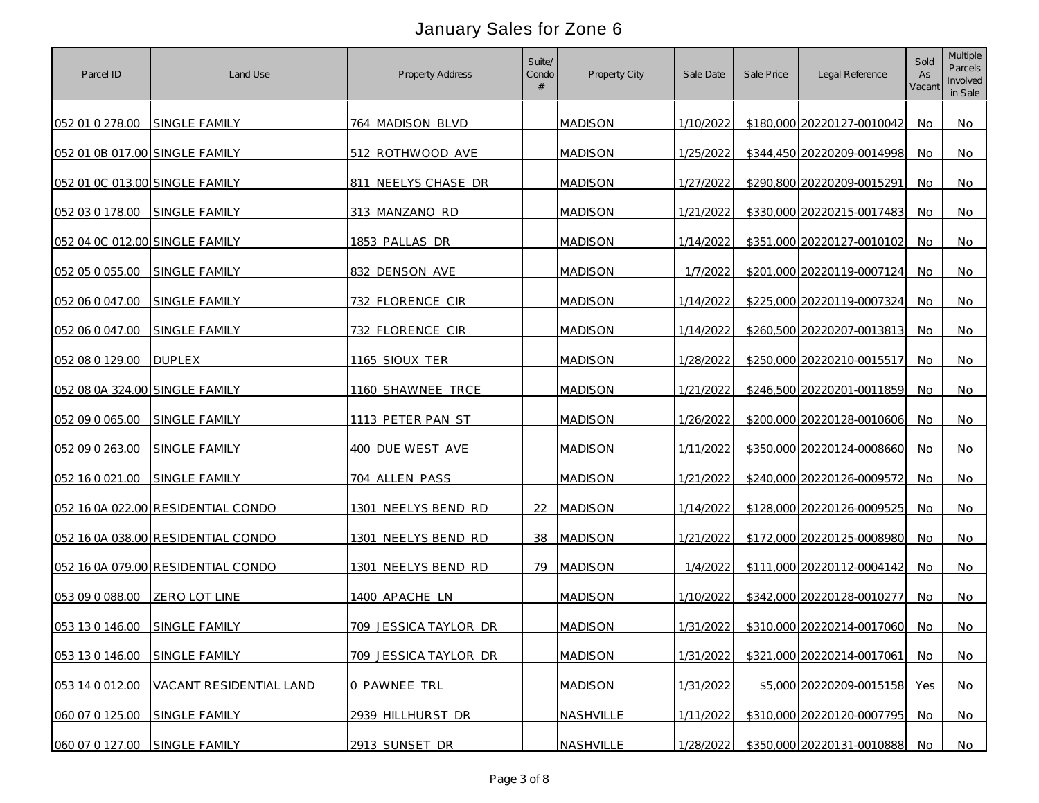# January Sales for Zone 6

| Parcel ID | Land Use | Property Address | Suite/ Condo # | Property City | Sale Date | Sale Price | Legal Reference | Sold As Vacant | Multiple Parcels Involved in Sale |
|---|---|---|---|---|---|---|---|---|---|
| 052 01 0 278.00 | SINGLE FAMILY | 764 MADISON BLVD | | MADISON | 1/10/2022 | $180,000 | 20220127-0010042 | No | No |
| 052 01 0B 017.00 | SINGLE FAMILY | 512 ROTHWOOD AVE | | MADISON | 1/25/2022 | $344,450 | 20220209-0014998 | No | No |
| 052 01 0C 013.00 | SINGLE FAMILY | 811 NEELYS CHASE DR | | MADISON | 1/27/2022 | $290,800 | 20220209-0015291 | No | No |
| 052 03 0 178.00 | SINGLE FAMILY | 313 MANZANO RD | | MADISON | 1/21/2022 | $330,000 | 20220215-0017483 | No | No |
| 052 04 0C 012.00 | SINGLE FAMILY | 1853 PALLAS DR | | MADISON | 1/14/2022 | $351,000 | 20220127-0010102 | No | No |
| 052 05 0 055.00 | SINGLE FAMILY | 832 DENSON AVE | | MADISON | 1/7/2022 | $201,000 | 20220119-0007124 | No | No |
| 052 06 0 047.00 | SINGLE FAMILY | 732 FLORENCE CIR | | MADISON | 1/14/2022 | $225,000 | 20220119-0007324 | No | No |
| 052 06 0 047.00 | SINGLE FAMILY | 732 FLORENCE CIR | | MADISON | 1/14/2022 | $260,500 | 20220207-0013813 | No | No |
| 052 08 0 129.00 | DUPLEX | 1165 SIOUX TER | | MADISON | 1/28/2022 | $250,000 | 20220210-0015517 | No | No |
| 052 08 0A 324.00 | SINGLE FAMILY | 1160 SHAWNEE TRCE | | MADISON | 1/21/2022 | $246,500 | 20220201-0011859 | No | No |
| 052 09 0 065.00 | SINGLE FAMILY | 1113 PETER PAN ST | | MADISON | 1/26/2022 | $200,000 | 20220128-0010606 | No | No |
| 052 09 0 263.00 | SINGLE FAMILY | 400 DUE WEST AVE | | MADISON | 1/11/2022 | $350,000 | 20220124-0008660 | No | No |
| 052 16 0 021.00 | SINGLE FAMILY | 704 ALLEN PASS | | MADISON | 1/21/2022 | $240,000 | 20220126-0009572 | No | No |
| 052 16 0A 022.00 | RESIDENTIAL CONDO | 1301 NEELYS BEND RD | 22 | MADISON | 1/14/2022 | $128,000 | 20220126-0009525 | No | No |
| 052 16 0A 038.00 | RESIDENTIAL CONDO | 1301 NEELYS BEND RD | 38 | MADISON | 1/21/2022 | $172,000 | 20220125-0008980 | No | No |
| 052 16 0A 079.00 | RESIDENTIAL CONDO | 1301 NEELYS BEND RD | 79 | MADISON | 1/4/2022 | $111,000 | 20220112-0004142 | No | No |
| 053 09 0 088.00 | ZERO LOT LINE | 1400 APACHE LN | | MADISON | 1/10/2022 | $342,000 | 20220128-0010277 | No | No |
| 053 13 0 146.00 | SINGLE FAMILY | 709 JESSICA TAYLOR DR | | MADISON | 1/31/2022 | $310,000 | 20220214-0017060 | No | No |
| 053 13 0 146.00 | SINGLE FAMILY | 709 JESSICA TAYLOR DR | | MADISON | 1/31/2022 | $321,000 | 20220214-0017061 | No | No |
| 053 14 0 012.00 | VACANT RESIDENTIAL LAND | 0 PAWNEE TRL | | MADISON | 1/31/2022 | $5,000 | 20220209-0015158 | Yes | No |
| 060 07 0 125.00 | SINGLE FAMILY | 2939 HILLHURST DR | | NASHVILLE | 1/11/2022 | $310,000 | 20220120-0007795 | No | No |
| 060 07 0 127.00 | SINGLE FAMILY | 2913 SUNSET DR | | NASHVILLE | 1/28/2022 | $350,000 | 20220131-0010888 | No | No |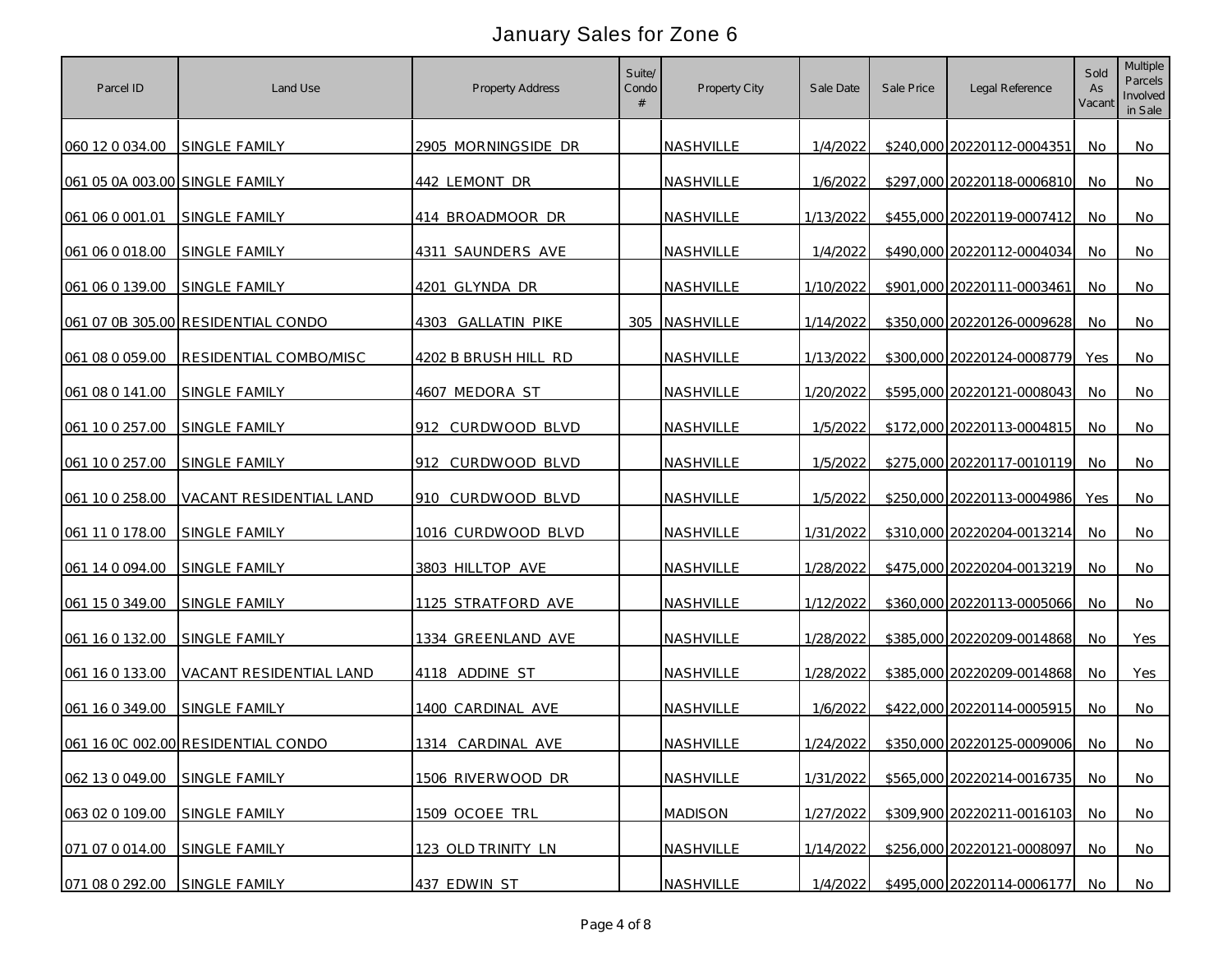# January Sales for Zone 6

| Parcel ID | Land Use | Property Address | Suite/ Condo # | Property City | Sale Date | Sale Price | Legal Reference | Sold As Vacant | Multiple Parcels Involved in Sale |
|---|---|---|---|---|---|---|---|---|---|
| 060 12 0 034.00 | SINGLE FAMILY | 2905 MORNINGSIDE DR | | NASHVILLE | 1/4/2022 | $240,000 | 20220112-0004351 | No | No |
| 061 05 0A 003.00 | SINGLE FAMILY | 442 LEMONT DR | | NASHVILLE | 1/6/2022 | $297,000 | 20220118-0006810 | No | No |
| 061 06 0 001.01 | SINGLE FAMILY | 414 BROADMOOR DR | | NASHVILLE | 1/13/2022 | $455,000 | 20220119-0007412 | No | No |
| 061 06 0 018.00 | SINGLE FAMILY | 4311 SAUNDERS AVE | | NASHVILLE | 1/4/2022 | $490,000 | 20220112-0004034 | No | No |
| 061 06 0 139.00 | SINGLE FAMILY | 4201 GLYNDA DR | | NASHVILLE | 1/10/2022 | $901,000 | 20220111-0003461 | No | No |
| 061 07 0B 305.00 | RESIDENTIAL CONDO | 4303 GALLATIN PIKE | 305 | NASHVILLE | 1/14/2022 | $350,000 | 20220126-0009628 | No | No |
| 061 08 0 059.00 | RESIDENTIAL COMBO/MISC | 4202 B BRUSH HILL RD | | NASHVILLE | 1/13/2022 | $300,000 | 20220124-0008779 | Yes | No |
| 061 08 0 141.00 | SINGLE FAMILY | 4607 MEDORA ST | | NASHVILLE | 1/20/2022 | $595,000 | 20220121-0008043 | No | No |
| 061 10 0 257.00 | SINGLE FAMILY | 912 CURDWOOD BLVD | | NASHVILLE | 1/5/2022 | $172,000 | 20220113-0004815 | No | No |
| 061 10 0 257.00 | SINGLE FAMILY | 912 CURDWOOD BLVD | | NASHVILLE | 1/5/2022 | $275,000 | 20220117-0010119 | No | No |
| 061 10 0 258.00 | VACANT RESIDENTIAL LAND | 910 CURDWOOD BLVD | | NASHVILLE | 1/5/2022 | $250,000 | 20220113-0004986 | Yes | No |
| 061 11 0 178.00 | SINGLE FAMILY | 1016 CURDWOOD BLVD | | NASHVILLE | 1/31/2022 | $310,000 | 20220204-0013214 | No | No |
| 061 14 0 094.00 | SINGLE FAMILY | 3803 HILLTOP AVE | | NASHVILLE | 1/28/2022 | $475,000 | 20220204-0013219 | No | No |
| 061 15 0 349.00 | SINGLE FAMILY | 1125 STRATFORD AVE | | NASHVILLE | 1/12/2022 | $360,000 | 20220113-0005066 | No | No |
| 061 16 0 132.00 | SINGLE FAMILY | 1334 GREENLAND AVE | | NASHVILLE | 1/28/2022 | $385,000 | 20220209-0014868 | No | Yes |
| 061 16 0 133.00 | VACANT RESIDENTIAL LAND | 4118 ADDINE ST | | NASHVILLE | 1/28/2022 | $385,000 | 20220209-0014868 | No | Yes |
| 061 16 0 349.00 | SINGLE FAMILY | 1400 CARDINAL AVE | | NASHVILLE | 1/6/2022 | $422,000 | 20220114-0005915 | No | No |
| 061 16 0C 002.00 | RESIDENTIAL CONDO | 1314 CARDINAL AVE | | NASHVILLE | 1/24/2022 | $350,000 | 20220125-0009006 | No | No |
| 062 13 0 049.00 | SINGLE FAMILY | 1506 RIVERWOOD DR | | NASHVILLE | 1/31/2022 | $565,000 | 20220214-0016735 | No | No |
| 063 02 0 109.00 | SINGLE FAMILY | 1509 OCOEE TRL | | MADISON | 1/27/2022 | $309,900 | 20220211-0016103 | No | No |
| 071 07 0 014.00 | SINGLE FAMILY | 123 OLD TRINITY LN | | NASHVILLE | 1/14/2022 | $256,000 | 20220121-0008097 | No | No |
| 071 08 0 292.00 | SINGLE FAMILY | 437 EDWIN ST | | NASHVILLE | 1/4/2022 | $495,000 | 20220114-0006177 | No | No |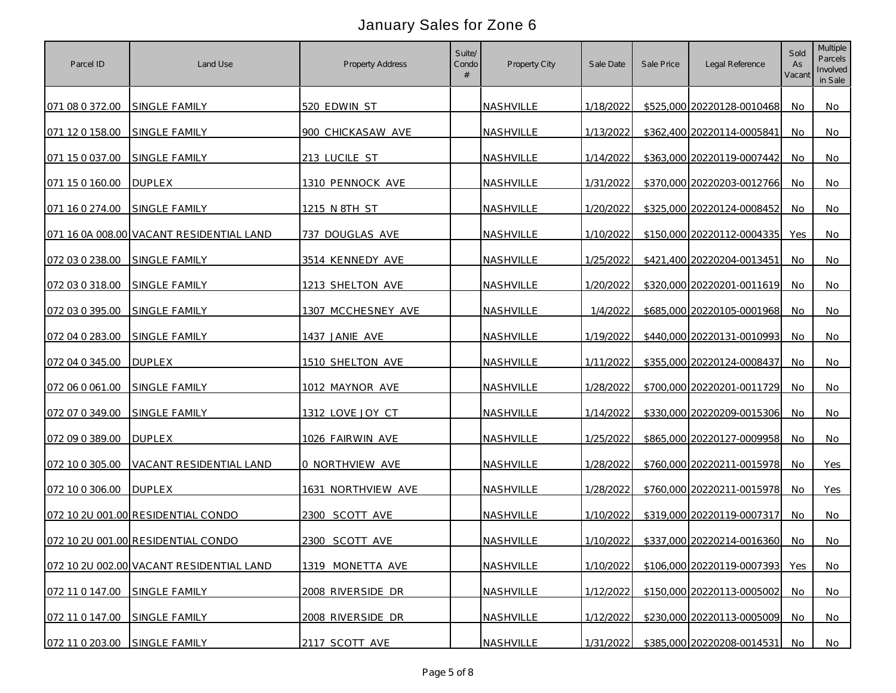# January Sales for Zone 6

| Parcel ID | Land Use | Property Address | Suite/ Condo # | Property City | Sale Date | Sale Price | Legal Reference | Sold As Vacant | Multiple Parcels Involved in Sale |
|---|---|---|---|---|---|---|---|---|---|
| 071 08 0 372.00 | SINGLE FAMILY | 520 EDWIN ST | | NASHVILLE | 1/18/2022 | $525,000 | 20220128-0010468 | No | No |
| 071 12 0 158.00 | SINGLE FAMILY | 900 CHICKASAW AVE | | NASHVILLE | 1/13/2022 | $362,400 | 20220114-0005841 | No | No |
| 071 15 0 037.00 | SINGLE FAMILY | 213 LUCILE ST | | NASHVILLE | 1/14/2022 | $363,000 | 20220119-0007442 | No | No |
| 071 15 0 160.00 | DUPLEX | 1310 PENNOCK AVE | | NASHVILLE | 1/31/2022 | $370,000 | 20220203-0012766 | No | No |
| 071 16 0 274.00 | SINGLE FAMILY | 1215 N 8TH ST | | NASHVILLE | 1/20/2022 | $325,000 | 20220124-0008452 | No | No |
| 071 16 0A 008.00 | VACANT RESIDENTIAL LAND | 737 DOUGLAS AVE | | NASHVILLE | 1/10/2022 | $150,000 | 20220112-0004335 | Yes | No |
| 072 03 0 238.00 | SINGLE FAMILY | 3514 KENNEDY AVE | | NASHVILLE | 1/25/2022 | $421,400 | 20220204-0013451 | No | No |
| 072 03 0 318.00 | SINGLE FAMILY | 1213 SHELTON AVE | | NASHVILLE | 1/20/2022 | $320,000 | 20220201-0011619 | No | No |
| 072 03 0 395.00 | SINGLE FAMILY | 1307 MCCHESNEY AVE | | NASHVILLE | 1/4/2022 | $685,000 | 20220105-0001968 | No | No |
| 072 04 0 283.00 | SINGLE FAMILY | 1437 JANIE AVE | | NASHVILLE | 1/19/2022 | $440,000 | 20220131-0010993 | No | No |
| 072 04 0 345.00 | DUPLEX | 1510 SHELTON AVE | | NASHVILLE | 1/11/2022 | $355,000 | 20220124-0008437 | No | No |
| 072 06 0 061.00 | SINGLE FAMILY | 1012 MAYNOR AVE | | NASHVILLE | 1/28/2022 | $700,000 | 20220201-0011729 | No | No |
| 072 07 0 349.00 | SINGLE FAMILY | 1312 LOVE JOY CT | | NASHVILLE | 1/14/2022 | $330,000 | 20220209-0015306 | No | No |
| 072 09 0 389.00 | DUPLEX | 1026 FAIRWIN AVE | | NASHVILLE | 1/25/2022 | $865,000 | 20220127-0009958 | No | No |
| 072 10 0 305.00 | VACANT RESIDENTIAL LAND | 0 NORTHVIEW AVE | | NASHVILLE | 1/28/2022 | $760,000 | 20220211-0015978 | No | Yes |
| 072 10 0 306.00 | DUPLEX | 1631 NORTHVIEW AVE | | NASHVILLE | 1/28/2022 | $760,000 | 20220211-0015978 | No | Yes |
| 072 10 2U 001.00 | RESIDENTIAL CONDO | 2300 SCOTT AVE | | NASHVILLE | 1/10/2022 | $319,000 | 20220119-0007317 | No | No |
| 072 10 2U 001.00 | RESIDENTIAL CONDO | 2300 SCOTT AVE | | NASHVILLE | 1/10/2022 | $337,000 | 20220214-0016360 | No | No |
| 072 10 2U 002.00 | VACANT RESIDENTIAL LAND | 1319 MONETTA AVE | | NASHVILLE | 1/10/2022 | $106,000 | 20220119-0007393 | Yes | No |
| 072 11 0 147.00 | SINGLE FAMILY | 2008 RIVERSIDE DR | | NASHVILLE | 1/12/2022 | $150,000 | 20220113-0005002 | No | No |
| 072 11 0 147.00 | SINGLE FAMILY | 2008 RIVERSIDE DR | | NASHVILLE | 1/12/2022 | $230,000 | 20220113-0005009 | No | No |
| 072 11 0 203.00 | SINGLE FAMILY | 2117 SCOTT AVE | | NASHVILLE | 1/31/2022 | $385,000 | 20220208-0014531 | No | No |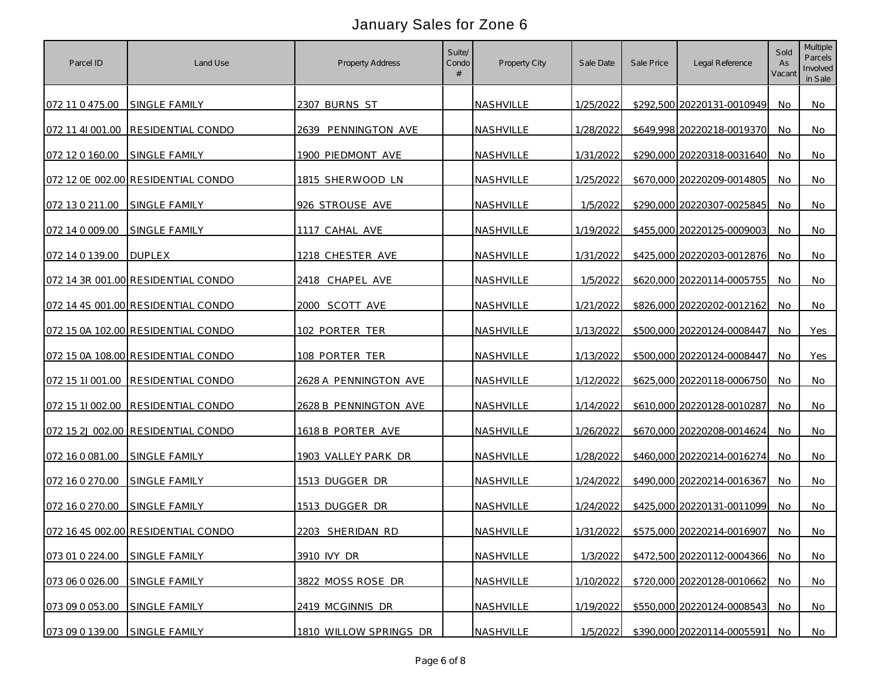# January Sales for Zone 6

| Parcel ID | Land Use | Property Address | Suite/ Condo # | Property City | Sale Date | Sale Price | Legal Reference | Sold As Vacant | Multiple Parcels Involved in Sale |
|---|---|---|---|---|---|---|---|---|---|
| 072 11 0 475.00 | SINGLE FAMILY | 2307 BURNS ST | | NASHVILLE | 1/25/2022 | $292,500 | 20220131-0010949 | No | No |
| 072 11 4I 001.00 | RESIDENTIAL CONDO | 2639 PENNINGTON AVE | | NASHVILLE | 1/28/2022 | $649,998 | 20220218-0019370 | No | No |
| 072 12 0 160.00 | SINGLE FAMILY | 1900 PIEDMONT AVE | | NASHVILLE | 1/31/2022 | $290,000 | 20220318-0031640 | No | No |
| 072 12 0E 002.00 | RESIDENTIAL CONDO | 1815 SHERWOOD LN | | NASHVILLE | 1/25/2022 | $670,000 | 20220209-0014805 | No | No |
| 072 13 0 211.00 | SINGLE FAMILY | 926 STROUSE AVE | | NASHVILLE | 1/5/2022 | $290,000 | 20220307-0025845 | No | No |
| 072 14 0 009.00 | SINGLE FAMILY | 1117 CAHAL AVE | | NASHVILLE | 1/19/2022 | $455,000 | 20220125-0009003 | No | No |
| 072 14 0 139.00 | DUPLEX | 1218 CHESTER AVE | | NASHVILLE | 1/31/2022 | $425,000 | 20220203-0012876 | No | No |
| 072 14 3R 001.00 | RESIDENTIAL CONDO | 2418 CHAPEL AVE | | NASHVILLE | 1/5/2022 | $620,000 | 20220114-0005755 | No | No |
| 072 14 4S 001.00 | RESIDENTIAL CONDO | 2000 SCOTT AVE | | NASHVILLE | 1/21/2022 | $826,000 | 20220202-0012162 | No | No |
| 072 15 0A 102.00 | RESIDENTIAL CONDO | 102 PORTER TER | | NASHVILLE | 1/13/2022 | $500,000 | 20220124-0008447 | No | Yes |
| 072 15 0A 108.00 | RESIDENTIAL CONDO | 108 PORTER TER | | NASHVILLE | 1/13/2022 | $500,000 | 20220124-0008447 | No | Yes |
| 072 15 1I 001.00 | RESIDENTIAL CONDO | 2628 A PENNINGTON AVE | | NASHVILLE | 1/12/2022 | $625,000 | 20220118-0006750 | No | No |
| 072 15 1I 002.00 | RESIDENTIAL CONDO | 2628 B PENNINGTON AVE | | NASHVILLE | 1/14/2022 | $610,000 | 20220128-0010287 | No | No |
| 072 15 2J 002.00 | RESIDENTIAL CONDO | 1618 B PORTER AVE | | NASHVILLE | 1/26/2022 | $670,000 | 20220208-0014624 | No | No |
| 072 16 0 081.00 | SINGLE FAMILY | 1903 VALLEY PARK DR | | NASHVILLE | 1/28/2022 | $460,000 | 20220214-0016274 | No | No |
| 072 16 0 270.00 | SINGLE FAMILY | 1513 DUGGER DR | | NASHVILLE | 1/24/2022 | $490,000 | 20220214-0016367 | No | No |
| 072 16 0 270.00 | SINGLE FAMILY | 1513 DUGGER DR | | NASHVILLE | 1/24/2022 | $425,000 | 20220131-0011099 | No | No |
| 072 16 4S 002.00 | RESIDENTIAL CONDO | 2203 SHERIDAN RD | | NASHVILLE | 1/31/2022 | $575,000 | 20220214-0016907 | No | No |
| 073 01 0 224.00 | SINGLE FAMILY | 3910 IVY DR | | NASHVILLE | 1/3/2022 | $472,500 | 20220112-0004366 | No | No |
| 073 06 0 026.00 | SINGLE FAMILY | 3822 MOSS ROSE DR | | NASHVILLE | 1/10/2022 | $720,000 | 20220128-0010662 | No | No |
| 073 09 0 053.00 | SINGLE FAMILY | 2419 MCGINNIS DR | | NASHVILLE | 1/19/2022 | $550,000 | 20220124-0008543 | No | No |
| 073 09 0 139.00 | SINGLE FAMILY | 1810 WILLOW SPRINGS DR | | NASHVILLE | 1/5/2022 | $390,000 | 20220114-0005591 | No | No |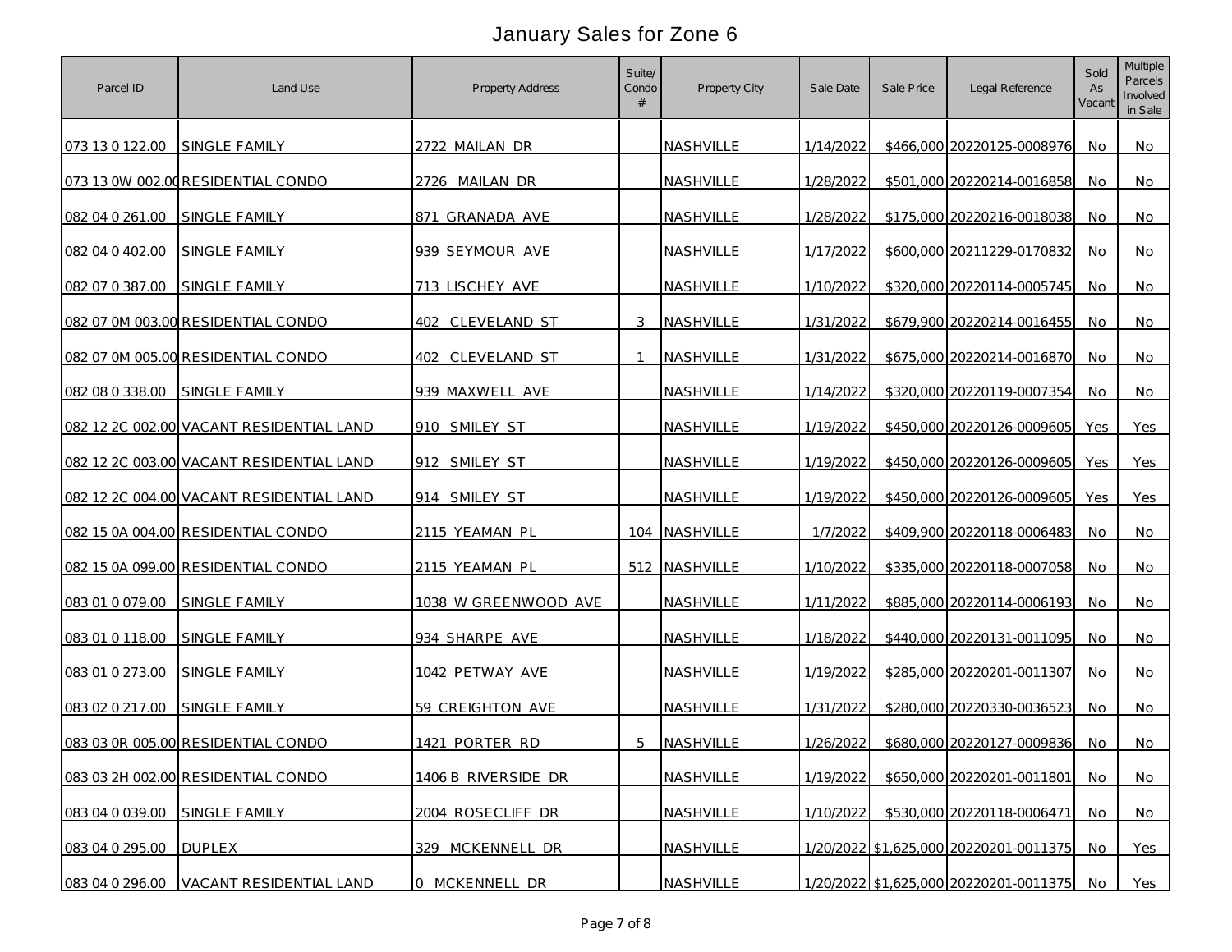# January Sales for Zone 6

| Parcel ID | Land Use | Property Address | Suite/ Condo # | Property City | Sale Date | Sale Price | Legal Reference | Sold As Vacant | Multiple Parcels Involved in Sale |
|---|---|---|---|---|---|---|---|---|---|
| 073 13 0 122.00 | SINGLE FAMILY | 2722 MAILAN DR | | NASHVILLE | 1/14/2022 | $466,000 | 20220125-0008976 | No | No |
| 073 13 0W 002.00 | RESIDENTIAL CONDO | 2726 MAILAN DR | | NASHVILLE | 1/28/2022 | $501,000 | 20220214-0016858 | No | No |
| 082 04 0 261.00 | SINGLE FAMILY | 871 GRANADA AVE | | NASHVILLE | 1/28/2022 | $175,000 | 20220216-0018038 | No | No |
| 082 04 0 402.00 | SINGLE FAMILY | 939 SEYMOUR AVE | | NASHVILLE | 1/17/2022 | $600,000 | 20211229-0170832 | No | No |
| 082 07 0 387.00 | SINGLE FAMILY | 713 LISCHEY AVE | | NASHVILLE | 1/10/2022 | $320,000 | 20220114-0005745 | No | No |
| 082 07 0M 003.00 | RESIDENTIAL CONDO | 402 CLEVELAND ST | 3 | NASHVILLE | 1/31/2022 | $679,900 | 20220214-0016455 | No | No |
| 082 07 0M 005.00 | RESIDENTIAL CONDO | 402 CLEVELAND ST | 1 | NASHVILLE | 1/31/2022 | $675,000 | 20220214-0016870 | No | No |
| 082 08 0 338.00 | SINGLE FAMILY | 939 MAXWELL AVE | | NASHVILLE | 1/14/2022 | $320,000 | 20220119-0007354 | No | No |
| 082 12 2C 002.00 | VACANT RESIDENTIAL LAND | 910 SMILEY ST | | NASHVILLE | 1/19/2022 | $450,000 | 20220126-0009605 | Yes | Yes |
| 082 12 2C 003.00 | VACANT RESIDENTIAL LAND | 912 SMILEY ST | | NASHVILLE | 1/19/2022 | $450,000 | 20220126-0009605 | Yes | Yes |
| 082 12 2C 004.00 | VACANT RESIDENTIAL LAND | 914 SMILEY ST | | NASHVILLE | 1/19/2022 | $450,000 | 20220126-0009605 | Yes | Yes |
| 082 15 0A 004.00 | RESIDENTIAL CONDO | 2115 YEAMAN PL | 104 | NASHVILLE | 1/7/2022 | $409,900 | 20220118-0006483 | No | No |
| 082 15 0A 099.00 | RESIDENTIAL CONDO | 2115 YEAMAN PL | 512 | NASHVILLE | 1/10/2022 | $335,000 | 20220118-0007058 | No | No |
| 083 01 0 079.00 | SINGLE FAMILY | 1038 W GREENWOOD AVE | | NASHVILLE | 1/11/2022 | $885,000 | 20220114-0006193 | No | No |
| 083 01 0 118.00 | SINGLE FAMILY | 934 SHARPE AVE | | NASHVILLE | 1/18/2022 | $440,000 | 20220131-0011095 | No | No |
| 083 01 0 273.00 | SINGLE FAMILY | 1042 PETWAY AVE | | NASHVILLE | 1/19/2022 | $285,000 | 20220201-0011307 | No | No |
| 083 02 0 217.00 | SINGLE FAMILY | 59 CREIGHTON AVE | | NASHVILLE | 1/31/2022 | $280,000 | 20220330-0036523 | No | No |
| 083 03 0R 005.00 | RESIDENTIAL CONDO | 1421 PORTER RD | 5 | NASHVILLE | 1/26/2022 | $680,000 | 20220127-0009836 | No | No |
| 083 03 2H 002.00 | RESIDENTIAL CONDO | 1406 B RIVERSIDE DR | | NASHVILLE | 1/19/2022 | $650,000 | 20220201-0011801 | No | No |
| 083 04 0 039.00 | SINGLE FAMILY | 2004 ROSECLIFF DR | | NASHVILLE | 1/10/2022 | $530,000 | 20220118-0006471 | No | No |
| 083 04 0 295.00 | DUPLEX | 329 MCKENNELL DR | | NASHVILLE | 1/20/2022 | $1,625,000 | 20220201-0011375 | No | Yes |
| 083 04 0 296.00 | VACANT RESIDENTIAL LAND | 0 MCKENNELL DR | | NASHVILLE | 1/20/2022 | $1,625,000 | 20220201-0011375 | No | Yes |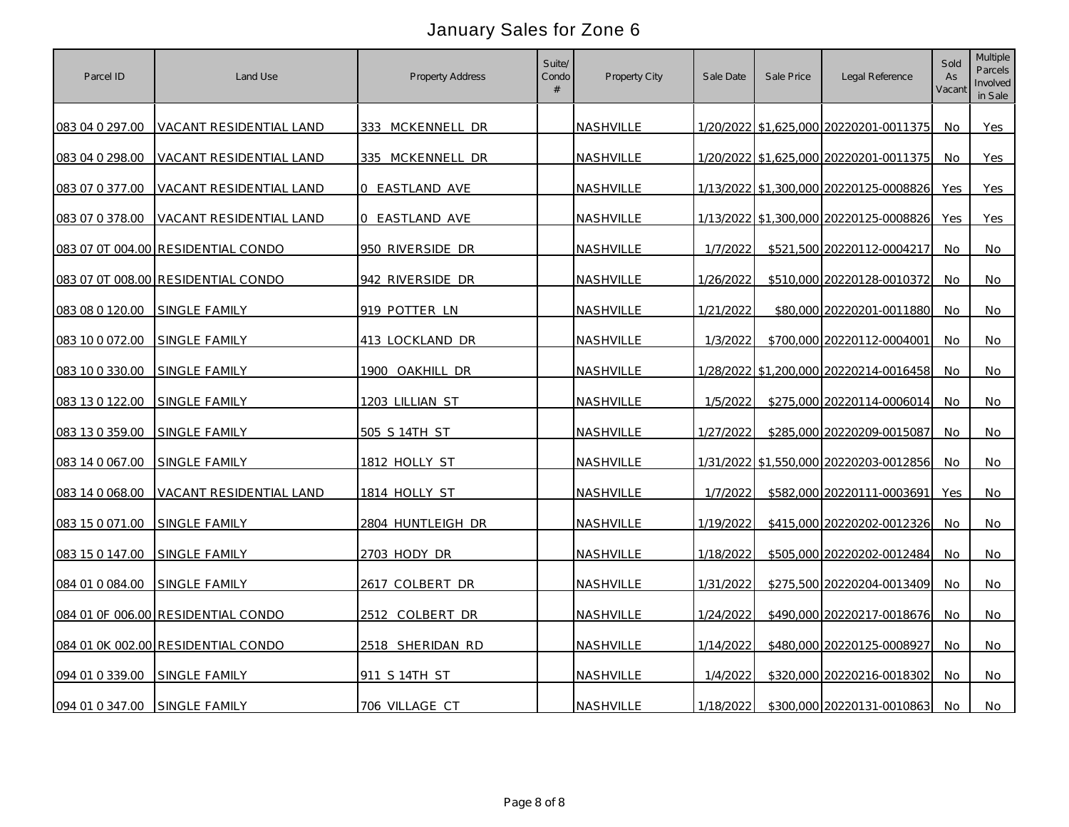# January Sales for Zone 6

| Parcel ID | Land Use | Property Address | Suite/ Condo # | Property City | Sale Date | Sale Price | Legal Reference | Sold As Vacant | Multiple Parcels Involved in Sale |
|---|---|---|---|---|---|---|---|---|---|
| 083 04 0 297.00 | VACANT RESIDENTIAL LAND | 333 MCKENNELL DR | | NASHVILLE | 1/20/2022 | $1,625,000 | 20220201-0011375 | No | Yes |
| 083 04 0 298.00 | VACANT RESIDENTIAL LAND | 335 MCKENNELL DR | | NASHVILLE | 1/20/2022 | $1,625,000 | 20220201-0011375 | No | Yes |
| 083 07 0 377.00 | VACANT RESIDENTIAL LAND | 0 EASTLAND AVE | | NASHVILLE | 1/13/2022 | $1,300,000 | 20220125-0008826 | Yes | Yes |
| 083 07 0 378.00 | VACANT RESIDENTIAL LAND | 0 EASTLAND AVE | | NASHVILLE | 1/13/2022 | $1,300,000 | 20220125-0008826 | Yes | Yes |
| 083 07 0T 004.00 | RESIDENTIAL CONDO | 950 RIVERSIDE DR | | NASHVILLE | 1/7/2022 | $521,500 | 20220112-0004217 | No | No |
| 083 07 0T 008.00 | RESIDENTIAL CONDO | 942 RIVERSIDE DR | | NASHVILLE | 1/26/2022 | $510,000 | 20220128-0010372 | No | No |
| 083 08 0 120.00 | SINGLE FAMILY | 919 POTTER LN | | NASHVILLE | 1/21/2022 | $80,000 | 20220201-0011880 | No | No |
| 083 10 0 072.00 | SINGLE FAMILY | 413 LOCKLAND DR | | NASHVILLE | 1/3/2022 | $700,000 | 20220112-0004001 | No | No |
| 083 10 0 330.00 | SINGLE FAMILY | 1900 OAKHILL DR | | NASHVILLE | 1/28/2022 | $1,200,000 | 20220214-0016458 | No | No |
| 083 13 0 122.00 | SINGLE FAMILY | 1203 LILLIAN ST | | NASHVILLE | 1/5/2022 | $275,000 | 20220114-0006014 | No | No |
| 083 13 0 359.00 | SINGLE FAMILY | 505 S 14TH ST | | NASHVILLE | 1/27/2022 | $285,000 | 20220209-0015087 | No | No |
| 083 14 0 067.00 | SINGLE FAMILY | 1812 HOLLY ST | | NASHVILLE | 1/31/2022 | $1,550,000 | 20220203-0012856 | No | No |
| 083 14 0 068.00 | VACANT RESIDENTIAL LAND | 1814 HOLLY ST | | NASHVILLE | 1/7/2022 | $582,000 | 20220111-0003691 | Yes | No |
| 083 15 0 071.00 | SINGLE FAMILY | 2804 HUNTLEIGH DR | | NASHVILLE | 1/19/2022 | $415,000 | 20220202-0012326 | No | No |
| 083 15 0 147.00 | SINGLE FAMILY | 2703 HODY DR | | NASHVILLE | 1/18/2022 | $505,000 | 20220202-0012484 | No | No |
| 084 01 0 084.00 | SINGLE FAMILY | 2617 COLBERT DR | | NASHVILLE | 1/31/2022 | $275,500 | 20220204-0013409 | No | No |
| 084 01 0F 006.00 | RESIDENTIAL CONDO | 2512 COLBERT DR | | NASHVILLE | 1/24/2022 | $490,000 | 20220217-0018676 | No | No |
| 084 01 0K 002.00 | RESIDENTIAL CONDO | 2518 SHERIDAN RD | | NASHVILLE | 1/14/2022 | $480,000 | 20220125-0008927 | No | No |
| 094 01 0 339.00 | SINGLE FAMILY | 911 S 14TH ST | | NASHVILLE | 1/4/2022 | $320,000 | 20220216-0018302 | No | No |
| 094 01 0 347.00 | SINGLE FAMILY | 706 VILLAGE CT | | NASHVILLE | 1/18/2022 | $300,000 | 20220131-0010863 | No | No |